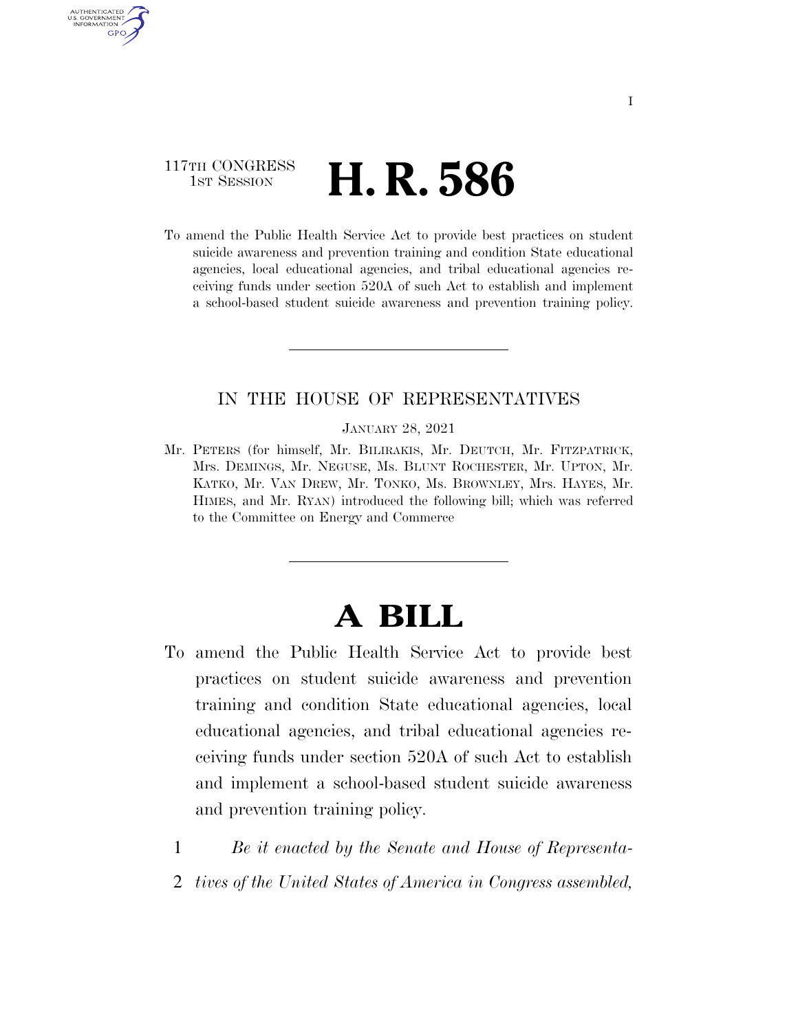117TH CONGRESS
1ST SESSION

# H. R. 586

To amend the Public Health Service Act to provide best practices on student suicide awareness and prevention training and condition State educational agencies, local educational agencies, and tribal educational agencies receiving funds under section 520A of such Act to establish and implement a school-based student suicide awareness and prevention training policy.

IN THE HOUSE OF REPRESENTATIVES

JANUARY 28, 2021

Mr. PETERS (for himself, Mr. BILIRAKIS, Mr. DEUTCH, Mr. FITZPATRICK, Mrs. DEMINGS, Mr. NEGUSE, Ms. BLUNT ROCHESTER, Mr. UPTON, Mr. KATKO, Mr. VAN DREW, Mr. TONKO, Ms. BROWNLEY, Mrs. HAYES, Mr. HIMES, and Mr. RYAN) introduced the following bill; which was referred to the Committee on Energy and Commerce

# A BILL

To amend the Public Health Service Act to provide best practices on student suicide awareness and prevention training and condition State educational agencies, local educational agencies, and tribal educational agencies receiving funds under section 520A of such Act to establish and implement a school-based student suicide awareness and prevention training policy.

1 *Be it enacted by the Senate and House of Representa-*
2 *tives of the United States of America in Congress assembled,*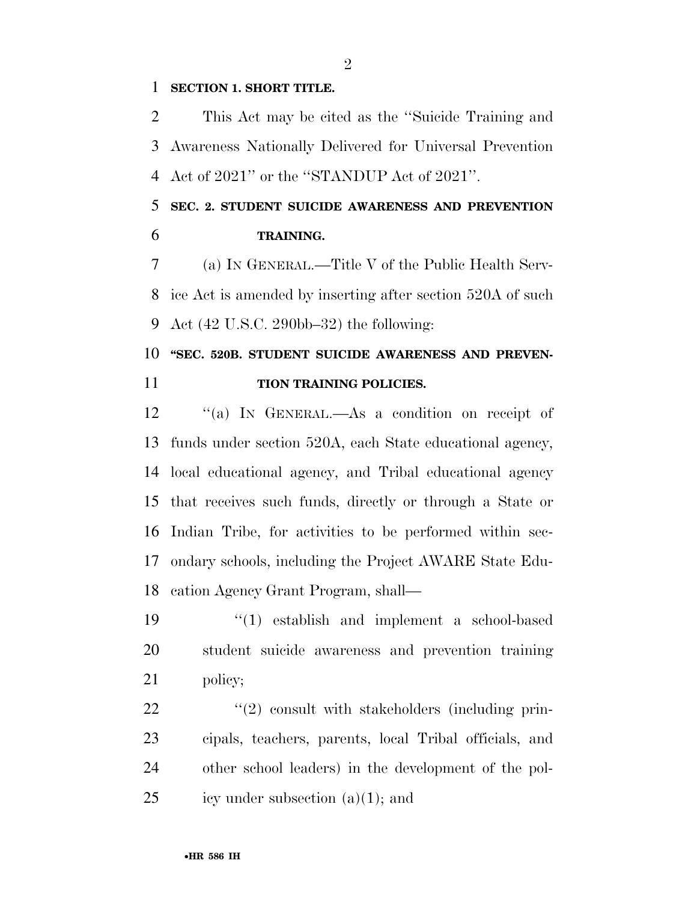**SECTION 1. SHORT TITLE.**

This Act may be cited as the "Suicide Training and Awareness Nationally Delivered for Universal Prevention Act of 2021" or the "STANDUP Act of 2021".

**SEC. 2. STUDENT SUICIDE AWARENESS AND PREVENTION TRAINING.**

(a) IN GENERAL.—Title V of the Public Health Service Act is amended by inserting after section 520A of such Act (42 U.S.C. 290bb–32) the following:

**"SEC. 520B. STUDENT SUICIDE AWARENESS AND PREVENTION TRAINING POLICIES.**

"(a) IN GENERAL.—As a condition on receipt of funds under section 520A, each State educational agency, local educational agency, and Tribal educational agency that receives such funds, directly or through a State or Indian Tribe, for activities to be performed within secondary schools, including the Project AWARE State Education Agency Grant Program, shall—

"(1) establish and implement a school-based student suicide awareness and prevention training policy;

"(2) consult with stakeholders (including principals, teachers, parents, local Tribal officials, and other school leaders) in the development of the policy under subsection (a)(1); and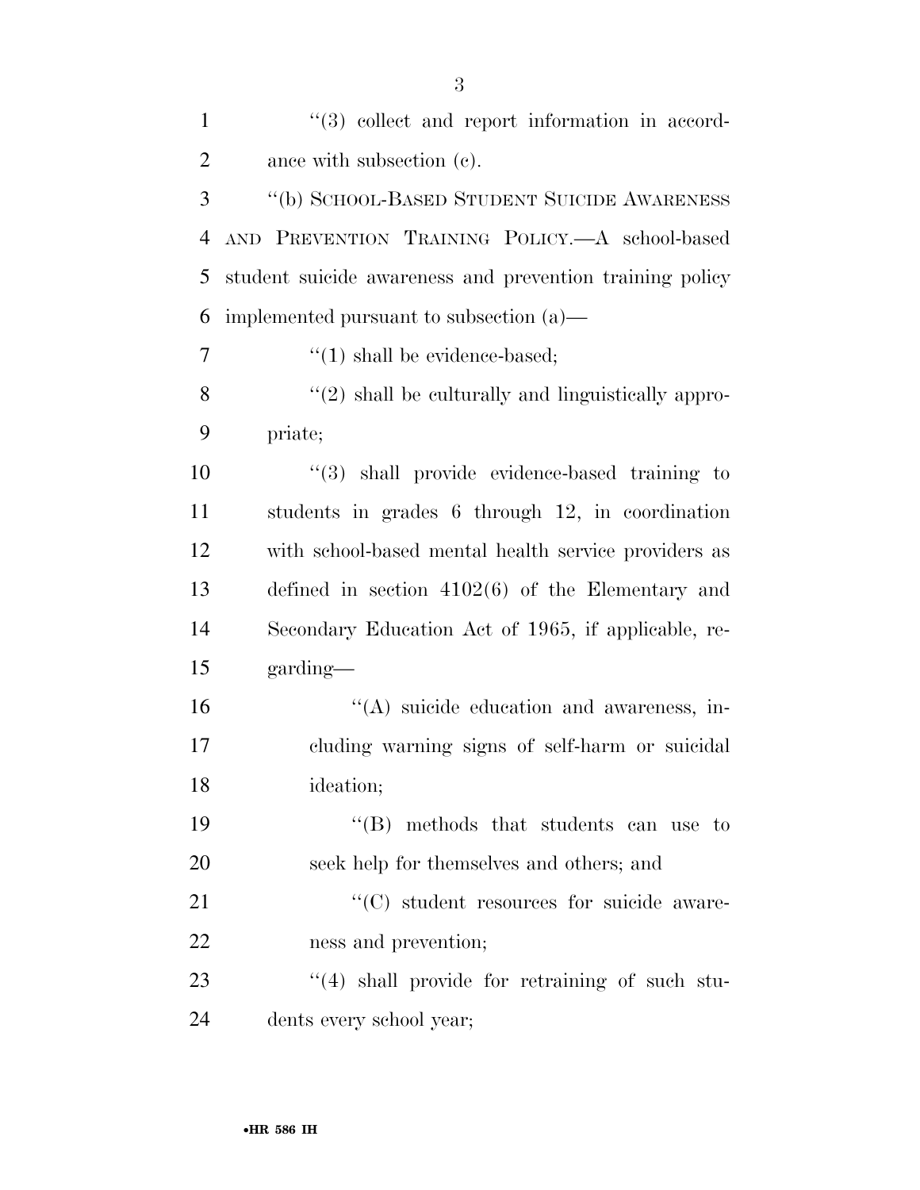"(3) collect and report information in accordance with subsection (c).

"(b) SCHOOL-BASED STUDENT SUICIDE AWARENESS AND PREVENTION TRAINING POLICY.—A school-based student suicide awareness and prevention training policy implemented pursuant to subsection (a)—

"(1) shall be evidence-based;

"(2) shall be culturally and linguistically appropriate;

"(3) shall provide evidence-based training to students in grades 6 through 12, in coordination with school-based mental health service providers as defined in section 4102(6) of the Elementary and Secondary Education Act of 1965, if applicable, regarding—

"(A) suicide education and awareness, including warning signs of self-harm or suicidal ideation;

"(B) methods that students can use to seek help for themselves and others; and

"(C) student resources for suicide awareness and prevention;

"(4) shall provide for retraining of such students every school year;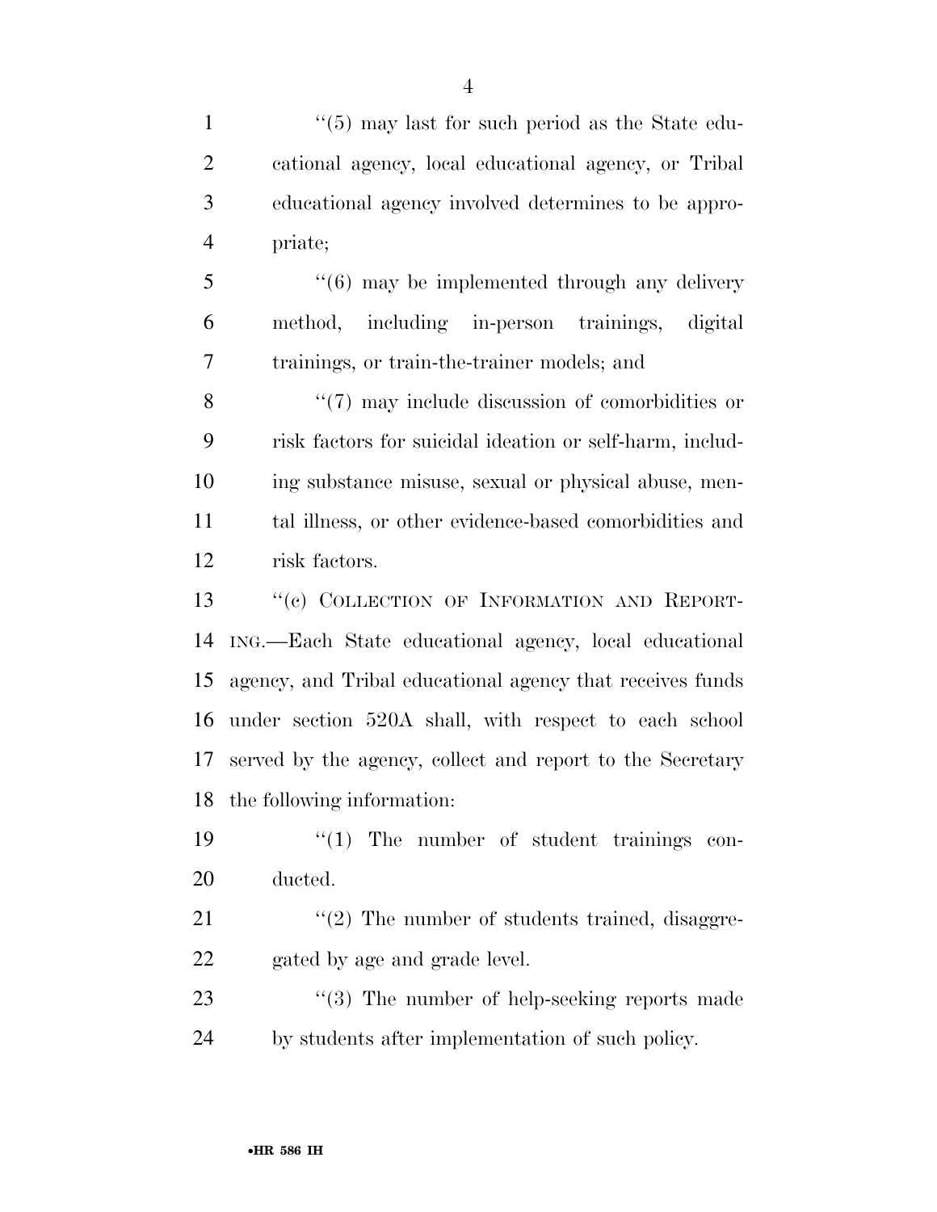"(5) may last for such period as the State educational agency, local educational agency, or Tribal educational agency involved determines to be appropriate;

"(6) may be implemented through any delivery method, including in-person trainings, digital trainings, or train-the-trainer models; and

"(7) may include discussion of comorbidities or risk factors for suicidal ideation or self-harm, including substance misuse, sexual or physical abuse, mental illness, or other evidence-based comorbidities and risk factors.

"(c) COLLECTION OF INFORMATION AND REPORTING.—Each State educational agency, local educational agency, and Tribal educational agency that receives funds under section 520A shall, with respect to each school served by the agency, collect and report to the Secretary the following information:

"(1) The number of student trainings conducted.

"(2) The number of students trained, disaggregated by age and grade level.

"(3) The number of help-seeking reports made by students after implementation of such policy.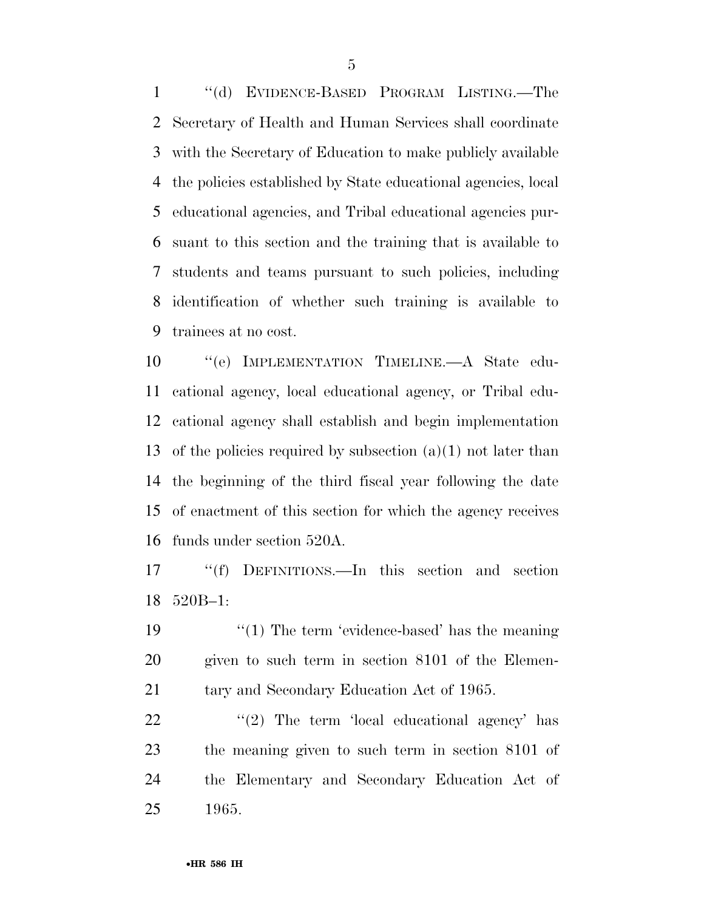''(d) EVIDENCE-BASED PROGRAM LISTING.—The Secretary of Health and Human Services shall coordinate with the Secretary of Education to make publicly available the policies established by State educational agencies, local educational agencies, and Tribal educational agencies pursuant to this section and the training that is available to students and teams pursuant to such policies, including identification of whether such training is available to trainees at no cost.

''(e) IMPLEMENTATION TIMELINE.—A State educational agency, local educational agency, or Tribal educational agency shall establish and begin implementation of the policies required by subsection (a)(1) not later than the beginning of the third fiscal year following the date of enactment of this section for which the agency receives funds under section 520A.

''(f) DEFINITIONS.—In this section and section 520B–1:

''(1) The term 'evidence-based' has the meaning given to such term in section 8101 of the Elementary and Secondary Education Act of 1965.

''(2) The term 'local educational agency' has the meaning given to such term in section 8101 of the Elementary and Secondary Education Act of 1965.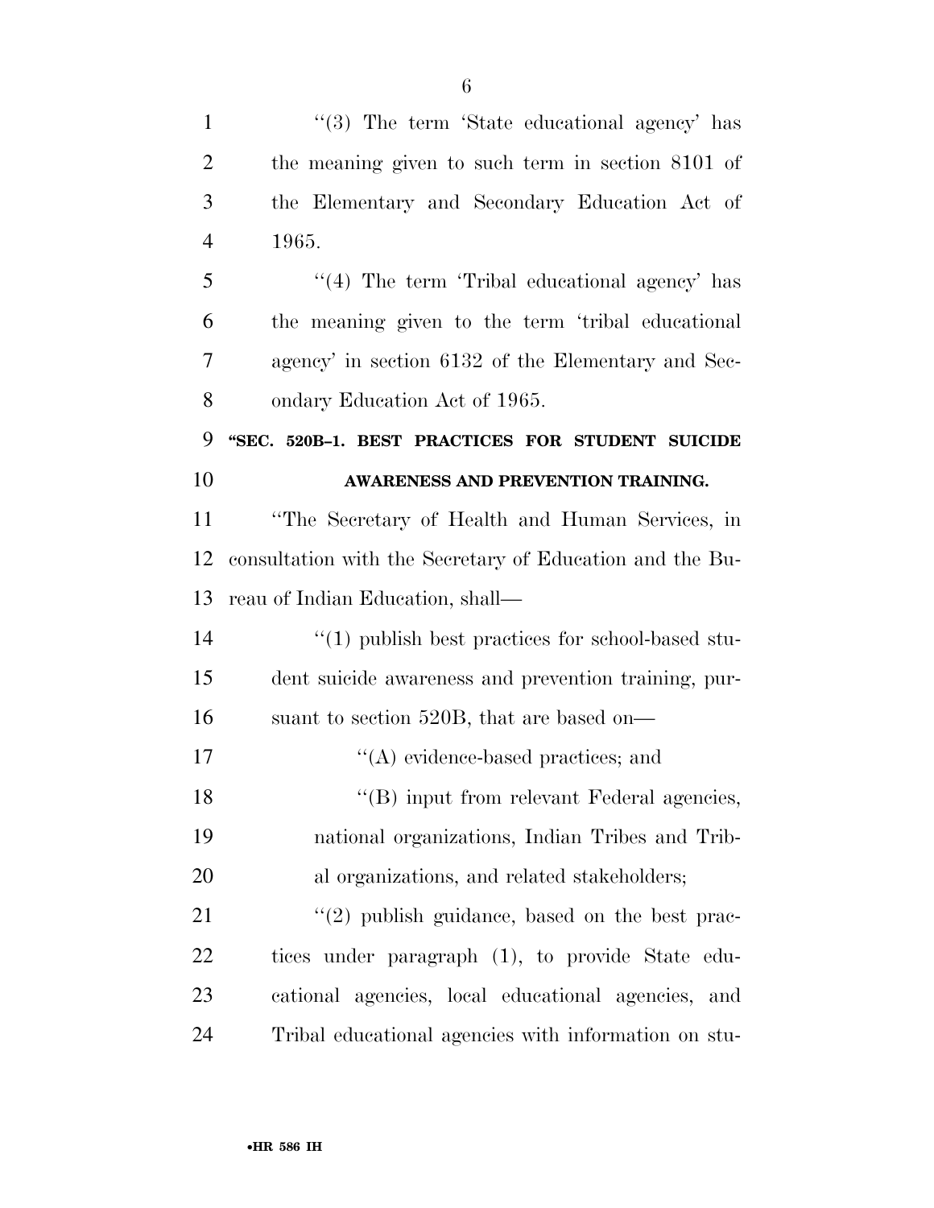"(3) The term 'State educational agency' has the meaning given to such term in section 8101 of the Elementary and Secondary Education Act of 1965.

"(4) The term 'Tribal educational agency' has the meaning given to the term 'tribal educational agency' in section 6132 of the Elementary and Secondary Education Act of 1965.

**"SEC. 520B–1. BEST PRACTICES FOR STUDENT SUICIDE AWARENESS AND PREVENTION TRAINING.**

"The Secretary of Health and Human Services, in consultation with the Secretary of Education and the Bureau of Indian Education, shall—

"(1) publish best practices for school-based student suicide awareness and prevention training, pursuant to section 520B, that are based on—

"(A) evidence-based practices; and

"(B) input from relevant Federal agencies, national organizations, Indian Tribes and Tribal organizations, and related stakeholders;

"(2) publish guidance, based on the best practices under paragraph (1), to provide State educational agencies, local educational agencies, and Tribal educational agencies with information on stu-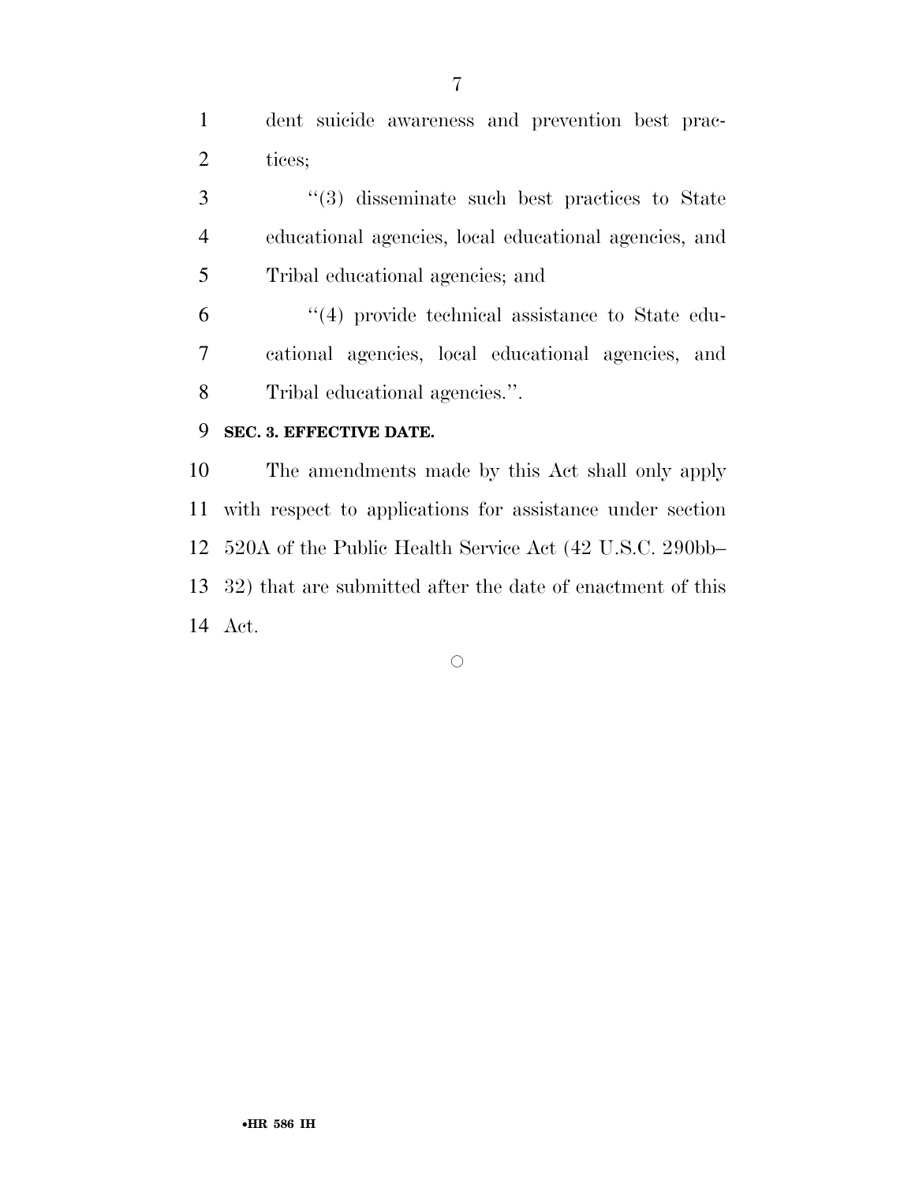dent suicide awareness and prevention best practices;

"(3) disseminate such best practices to State educational agencies, local educational agencies, and Tribal educational agencies; and

"(4) provide technical assistance to State educational agencies, local educational agencies, and Tribal educational agencies.".

**SEC. 3. EFFECTIVE DATE.**

The amendments made by this Act shall only apply with respect to applications for assistance under section 520A of the Public Health Service Act (42 U.S.C. 290bb–32) that are submitted after the date of enactment of this Act.

○